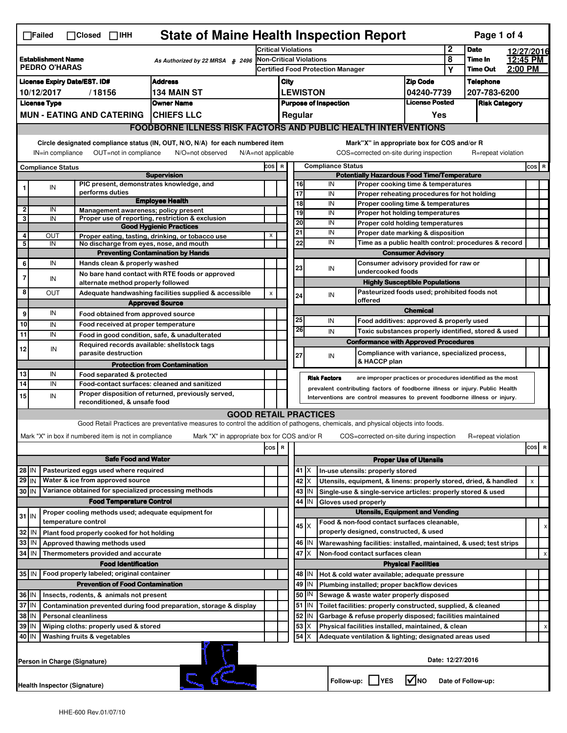☐Failed ☐Closed ☐IHH

# State of Maine Health Inspection Report

| | | | | |
|---|---|---|---|---|
| **Establishment Name** PEDRO O'HARAS | As Authorized by 22 MRSA § 2496 | Critical Violations | 2 | **Date** 12/27/2016 |
| | | Non-Critical Violations | 8 | **Time In** 12:45 PM |
| | | Certified Food Protection Manager | Y | **Time Out** 2:00 PM |

| License Expiry Date/EST. ID# | Address | City | Zip Code | Telephone |
|---|---|---|---|---|
| 10/12/2017 / 18156 | 134 MAIN ST | LEWISTON | 04240-7739 | 207-783-6200 |

| License Type | Owner Name | Purpose of Inspection | License Posted | Risk Category |
|---|---|---|---|---|
| MUN - EATING AND CATERING | CHIEFS LLC | Regular | Yes | |

## FOODBORNE ILLNESS RISK FACTORS AND PUBLIC HEALTH INTERVENTIONS

Circle designated compliance status (IN, OUT, N/O, N/A) for each numbered item — IN=in compliance OUT=not in compliance N/O=not observed N/A=not applicable

Mark "X" in appropriate box for COS and/or R — COS=corrected on-site during inspection R=repeat violation

| # | Compliance Status | Item | COS | R |
|---|---|---|---|---|
| | | **Supervision** | | |
| 1 | IN | PIC present, demonstrates knowledge, and performs duties | | |
| | | **Employee Health** | | |
| 2 | IN | Management awareness; policy present | | |
| 3 | IN | Proper use of reporting, restriction & exclusion | | |
| | | **Good Hygienic Practices** | | |
| 4 | OUT | Proper eating, tasting, drinking, or tobacco use | x | |
| 5 | IN | No discharge from eyes, nose, and mouth | | |
| | | **Preventing Contamination by Hands** | | |
| 6 | IN | Hands clean & properly washed | | |
| 7 | IN | No bare hand contact with RTE foods or approved alternate method properly followed | | |
| 8 | OUT | Adequate handwashing facilities supplied & accessible | x | |
| | | **Approved Source** | | |
| 9 | IN | Food obtained from approved source | | |
| 10 | IN | Food received at proper temperature | | |
| 11 | IN | Food in good condition, safe, & unadulterated | | |
| 12 | IN | Required records available: shellstock tags parasite destruction | | |
| | | **Protection from Contamination** | | |
| 13 | IN | Food separated & protected | | |
| 14 | IN | Food-contact surfaces: cleaned and sanitized | | |
| 15 | IN | Proper disposition of returned, previously served, reconditioned, & unsafe food | | |
| | | **Potentially Hazardous Food Time/Temperature** | | |
| 16 | IN | Proper cooking time & temperatures | | |
| 17 | IN | Proper reheating procedures for hot holding | | |
| 18 | IN | Proper cooling time & temperatures | | |
| 19 | IN | Proper hot holding temperatures | | |
| 20 | IN | Proper cold holding temperatures | | |
| 21 | IN | Proper date marking & disposition | | |
| 22 | IN | Time as a public health control: procedures & record | | |
| | | **Consumer Advisory** | | |
| 23 | IN | Consumer advisory provided for raw or undercooked foods | | |
| | | **Highly Susceptible Populations** | | |
| 24 | IN | Pasteurized foods used; prohibited foods not offered | | |
| | | **Chemical** | | |
| 25 | IN | Food additives: approved & properly used | | |
| 26 | IN | Toxic substances properly identified, stored & used | | |
| | | **Conformance with Approved Procedures** | | |
| 27 | IN | Compliance with variance, specialized process, & HACCP plan | | |

**Risk Factors** are improper practices or procedures identified as the most prevalent contributing factors of foodborne illness or injury. Public Health Interventions are control measures to prevent foodborne illness or injury.

## GOOD RETAIL PRACTICES

Good Retail Practices are preventative measures to control the addition of pathogens, chemicals, and physical objects into foods.

Mark "X" in box if numbered item is not in compliance — Mark "X" in appropriate box for COS and/or R — COS=corrected on-site during inspection R=repeat violation

| # | Status | Item | COS | R |
|---|---|---|---|---|
| | | **Safe Food and Water** | | |
| 28 | IN | Pasteurized eggs used where required | | |
| 29 | IN | Water & ice from approved source | | |
| 30 | IN | Variance obtained for specialized processing methods | | |
| | | **Food Temperature Control** | | |
| 31 | IN | Proper cooling methods used; adequate equipment for temperature control | | |
| 32 | IN | Plant food properly cooked for hot holding | | |
| 33 | IN | Approved thawing methods used | | |
| 34 | IN | Thermometers provided and accurate | | |
| | | **Food Identification** | | |
| 35 | IN | Food properly labeled; original container | | |
| | | **Prevention of Food Contamination** | | |
| 36 | IN | Insects, rodents, & animals not present | | |
| 37 | IN | Contamination prevented during food preparation, storage & display | | |
| 38 | IN | Personal cleanliness | | |
| 39 | IN | Wiping cloths: properly used & stored | | |
| 40 | IN | Washing fruits & vegetables | | |
| | | **Proper Use of Utensils** | | |
| 41 | X | In-use utensils: properly stored | | |
| 42 | X | Utensils, equipment, & linens: properly stored, dried, & handled | x | |
| 43 | IN | Single-use & single-service articles: properly stored & used | | |
| 44 | IN | Gloves used properly | | |
| | | **Utensils, Equipment and Vending** | | |
| 45 | X | Food & non-food contact surfaces cleanable, properly designed, constructed, & used | | x |
| 46 | IN | Warewashing facilities: installed, maintained, & used; test strips | | |
| 47 | X | Non-food contact surfaces clean | | x |
| | | **Physical Facilities** | | |
| 48 | IN | Hot & cold water available; adequate pressure | | |
| 49 | IN | Plumbing installed; proper backflow devices | | |
| 50 | IN | Sewage & waste water properly disposed | | |
| 51 | IN | Toilet facilities: properly constructed, supplied, & cleaned | | |
| 52 | IN | Garbage & refuse properly disposed; facilities maintained | | |
| 53 | X | Physical facilities installed, maintained, & clean | | x |
| 54 | X | Adequate ventilation & lighting; designated areas used | | |

Person in Charge (Signature) — Date: 12/27/2016

Health Inspector (Signature) — Follow-up: ☐ YES ☑ NO — Date of Follow-up:

HHE-600 Rev.01/07/10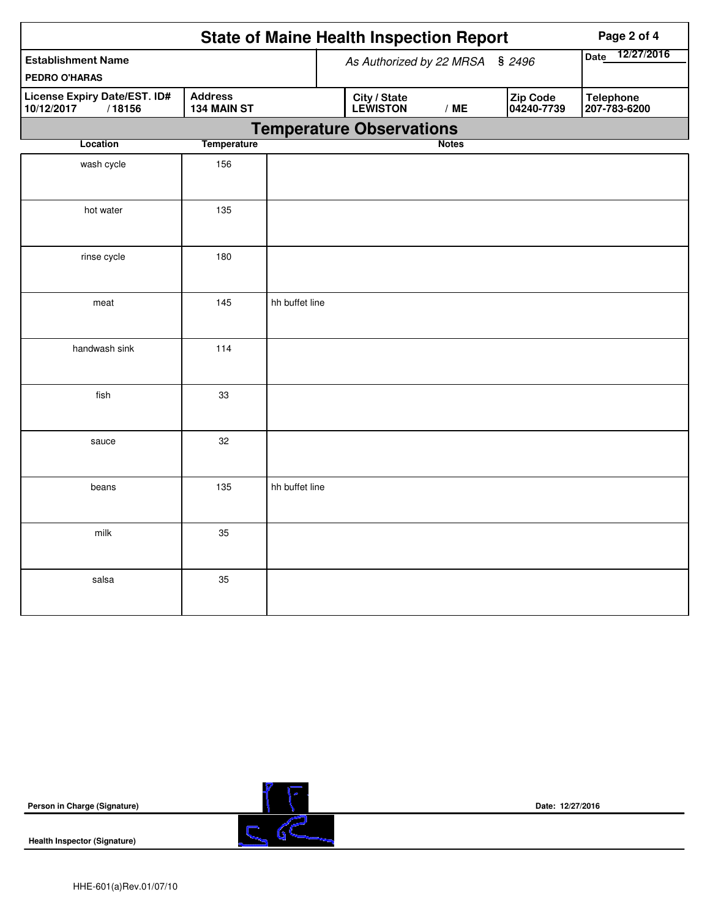# State of Maine Health Inspection Report

| Establishment Name | As Authorized by 22 MRSA § 2496 | | | Date 12/27/2016 |
|---|---|---|---|---|
| PEDRO O'HARAS | | | | |
| **License Expiry Date/EST. ID#** 10/12/2017 / 18156 | **Address** 134 MAIN ST | **City / State** LEWISTON / ME | **Zip Code** 04240-7739 | **Telephone** 207-783-6200 |

## Temperature Observations

| Location | Temperature | Notes |
|---|---|---|
| wash cycle | 156 | |
| hot water | 135 | |
| rinse cycle | 180 | |
| meat | 145 | hh buffet line |
| handwash sink | 114 | |
| fish | 33 | |
| sauce | 32 | |
| beans | 135 | hh buffet line |
| milk | 35 | |
| salsa | 35 | |

**Person in Charge (Signature)** Date: 12/27/2016

**Health Inspector (Signature)**

HHE-601(a)Rev.01/07/10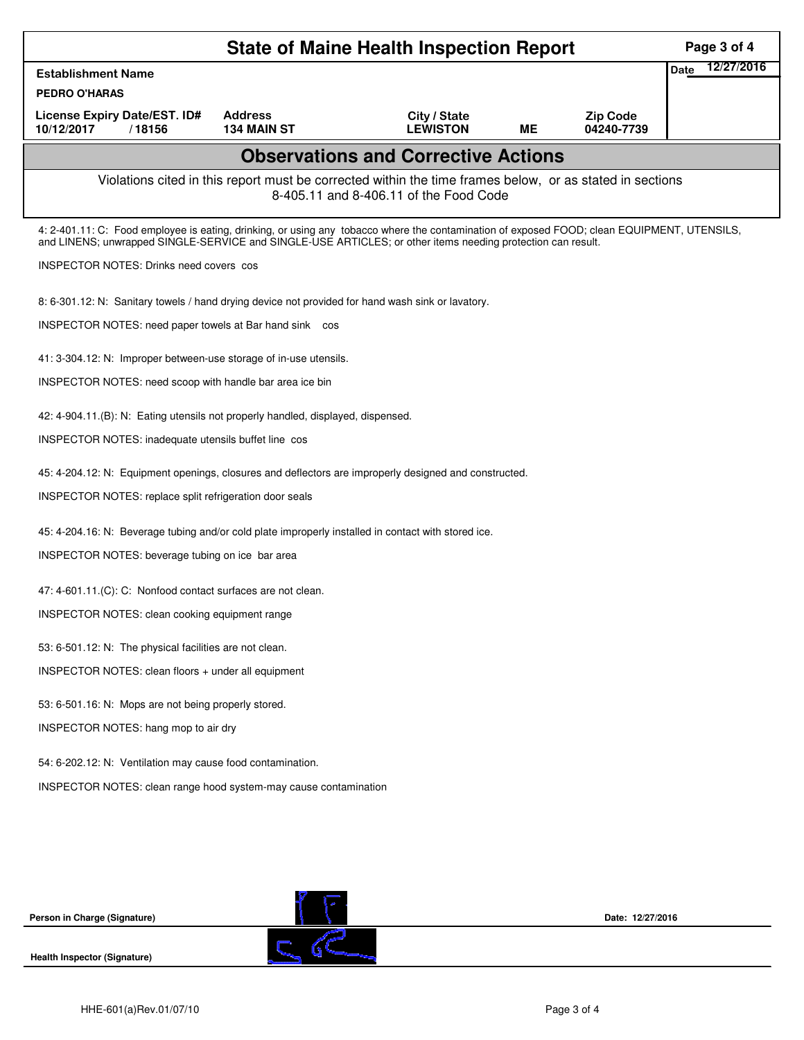# State of Maine Health Inspection Report

| Establishment Name | | | | | Date 12/27/2016 |
|---|---|---|---|---|---|
| PEDRO O'HARAS | | | | | |
| License Expiry Date/EST. ID# | Address | City / State | | Zip Code | |
| 10/12/2017 / 18156 | 134 MAIN ST | LEWISTON | ME | 04240-7739 | |

## Observations and Corrective Actions

Violations cited in this report must be corrected within the time frames below, or as stated in sections 8-405.11 and 8-406.11 of the Food Code

4: 2-401.11: C: Food employee is eating, drinking, or using any tobacco where the contamination of exposed FOOD; clean EQUIPMENT, UTENSILS, and LINENS; unwrapped SINGLE-SERVICE and SINGLE-USE ARTICLES; or other items needing protection can result.

INSPECTOR NOTES: Drinks need covers cos

8: 6-301.12: N: Sanitary towels / hand drying device not provided for hand wash sink or lavatory.

INSPECTOR NOTES: need paper towels at Bar hand sink cos

41: 3-304.12: N: Improper between-use storage of in-use utensils.

INSPECTOR NOTES: need scoop with handle bar area ice bin

42: 4-904.11.(B): N: Eating utensils not properly handled, displayed, dispensed.

INSPECTOR NOTES: inadequate utensils buffet line cos

45: 4-204.12: N: Equipment openings, closures and deflectors are improperly designed and constructed.

INSPECTOR NOTES: replace split refrigeration door seals

45: 4-204.16: N: Beverage tubing and/or cold plate improperly installed in contact with stored ice.

INSPECTOR NOTES: beverage tubing on ice bar area

47: 4-601.11.(C): C: Nonfood contact surfaces are not clean.

INSPECTOR NOTES: clean cooking equipment range

53: 6-501.12: N: The physical facilities are not clean.

INSPECTOR NOTES: clean floors + under all equipment

53: 6-501.16: N: Mops are not being properly stored.

INSPECTOR NOTES: hang mop to air dry

54: 6-202.12: N: Ventilation may cause food contamination.

INSPECTOR NOTES: clean range hood system-may cause contamination

Person in Charge (Signature) Date: 12/27/2016

Health Inspector (Signature)

HHE-601(a)Rev.01/07/10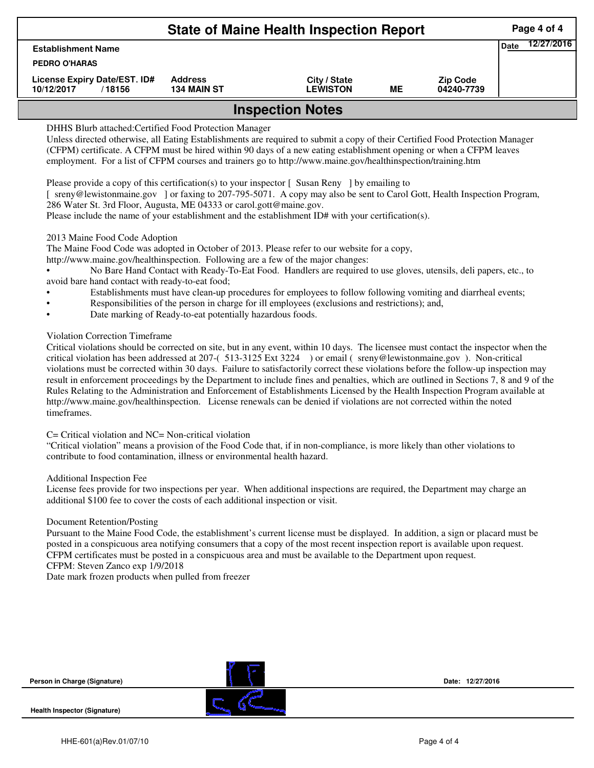# State of Maine Health Inspection Report

| | | | | | |
|---|---|---|---|---|---|
| **Establishment Name** | | | | | **Date** 12/27/2016 |
| **PEDRO O'HARAS** | | | | | |
| **License Expiry Date/EST. ID#** | **Address** | **City / State** | | **Zip Code** | |
| 10/12/2017 / 18156 | 134 MAIN ST | LEWISTON | ME | 04240-7739 | |

## Inspection Notes

DHHS Blurb attached:Certified Food Protection Manager

Unless directed otherwise, all Eating Establishments are required to submit a copy of their Certified Food Protection Manager (CFPM) certificate. A CFPM must be hired within 90 days of a new eating establishment opening or when a CFPM leaves employment. For a list of CFPM courses and trainers go to http://www.maine.gov/healthinspection/training.htm

Please provide a copy of this certification(s) to your inspector [ Susan Reny ] by emailing to [ sreny@lewistonmaine.gov ] or faxing to 207-795-5071. A copy may also be sent to Carol Gott, Health Inspection Program, 286 Water St. 3rd Floor, Augusta, ME 04333 or carol.gott@maine.gov.

Please include the name of your establishment and the establishment ID# with your certification(s).

2013 Maine Food Code Adoption

The Maine Food Code was adopted in October of 2013. Please refer to our website for a copy, http://www.maine.gov/healthinspection. Following are a few of the major changes:

- No Bare Hand Contact with Ready-To-Eat Food. Handlers are required to use gloves, utensils, deli papers, etc., to avoid bare hand contact with ready-to-eat food;
- Establishments must have clean-up procedures for employees to follow following vomiting and diarrheal events;
- Responsibilities of the person in charge for ill employees (exclusions and restrictions); and,
- Date marking of Ready-to-eat potentially hazardous foods.

Violation Correction Timeframe

Critical violations should be corrected on site, but in any event, within 10 days. The licensee must contact the inspector when the critical violation has been addressed at 207-( 513-3125 Ext 3224 ) or email ( sreny@lewistonmaine.gov ). Non-critical violations must be corrected within 30 days. Failure to satisfactorily correct these violations before the follow-up inspection may result in enforcement proceedings by the Department to include fines and penalties, which are outlined in Sections 7, 8 and 9 of the Rules Relating to the Administration and Enforcement of Establishments Licensed by the Health Inspection Program available at http://www.maine.gov/healthinspection. License renewals can be denied if violations are not corrected within the noted timeframes.

C= Critical violation and NC= Non-critical violation

"Critical violation" means a provision of the Food Code that, if in non-compliance, is more likely than other violations to contribute to food contamination, illness or environmental health hazard.

Additional Inspection Fee

License fees provide for two inspections per year. When additional inspections are required, the Department may charge an additional $100 fee to cover the costs of each additional inspection or visit.

Document Retention/Posting

Pursuant to the Maine Food Code, the establishment's current license must be displayed. In addition, a sign or placard must be posted in a conspicuous area notifying consumers that a copy of the most recent inspection report is available upon request. CFPM certificates must be posted in a conspicuous area and must be available to the Department upon request.

CFPM: Steven Zanco exp 1/9/2018

Date mark frozen products when pulled from freezer

**Person in Charge (Signature)** — **Date:** 12/27/2016

**Health Inspector (Signature)**

HHE-601(a)Rev.01/07/10